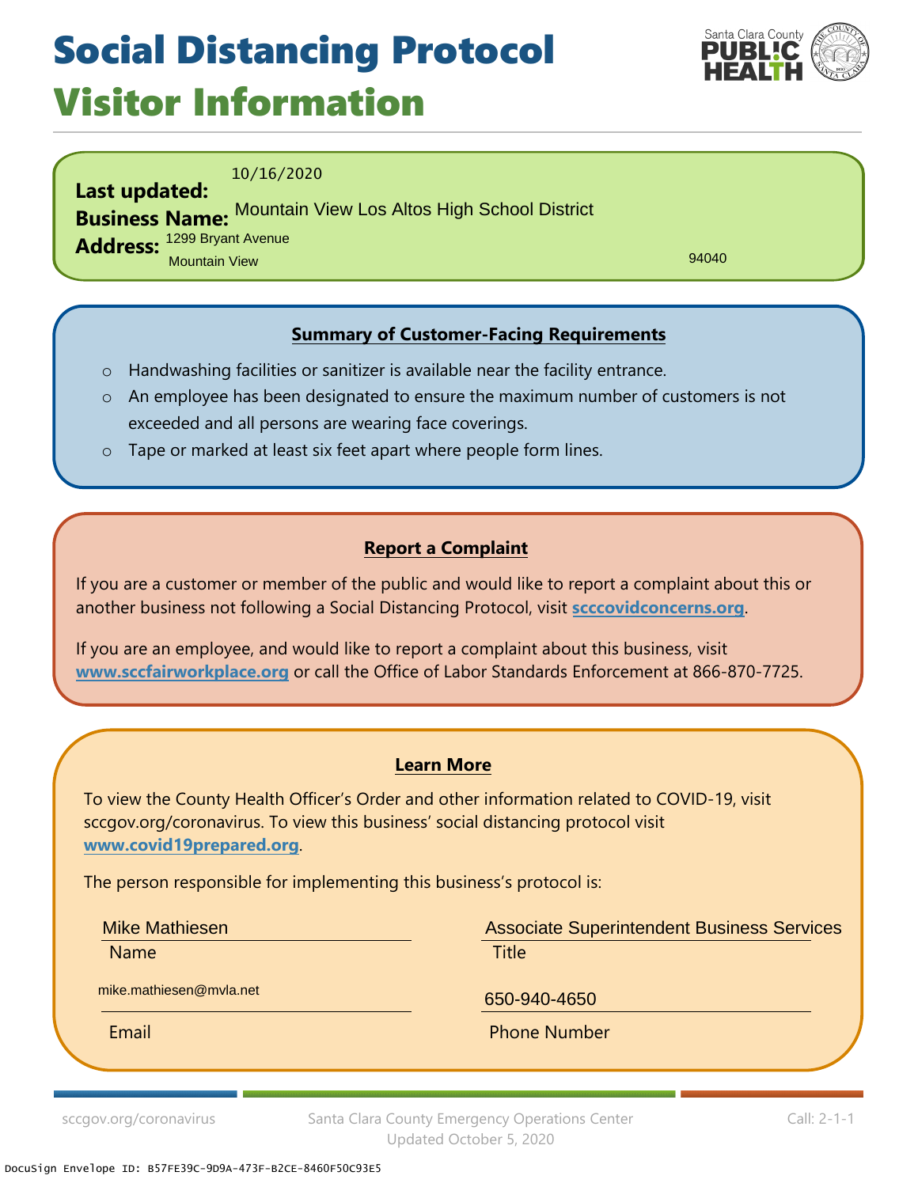# Social Distancing Protocol

## Visitor Information

Santa Clara County PUBLIC HEALTH

**Last updated:** 10/16/2020

**Business Name:** Mountain View Los Altos High School District

**Address:** 1299 Bryant Avenue
Mountain View 94040

### Summary of Customer-Facing Requirements

- Handwashing facilities or sanitizer is available near the facility entrance.
- An employee has been designated to ensure the maximum number of customers is not exceeded and all persons are wearing face coverings.
- Tape or marked at least six feet apart where people form lines.

### Report a Complaint

If you are a customer or member of the public and would like to report a complaint about this or another business not following a Social Distancing Protocol, visit **scccovidconcerns.org**.

If you are an employee, and would like to report a complaint about this business, visit **www.sccfairworkplace.org** or call the Office of Labor Standards Enforcement at 866-870-7725.

### Learn More

To view the County Health Officer's Order and other information related to COVID-19, visit sccgov.org/coronavirus. To view this business' social distancing protocol visit **www.covid19prepared.org**.

The person responsible for implementing this business's protocol is:

| Name | Title |
| --- | --- |
| Mike Mathiesen | Associate Superintendent Business Services |

| Email | Phone Number |
| --- | --- |
| mike.mathiesen@mvla.net | 650-940-4650 |

sccgov.org/coronavirus — Santa Clara County Emergency Operations Center, Updated October 5, 2020 — Call: 2-1-1

DocuSign Envelope ID: B57FE39C-9D9A-473F-B2CE-8460F50C93E5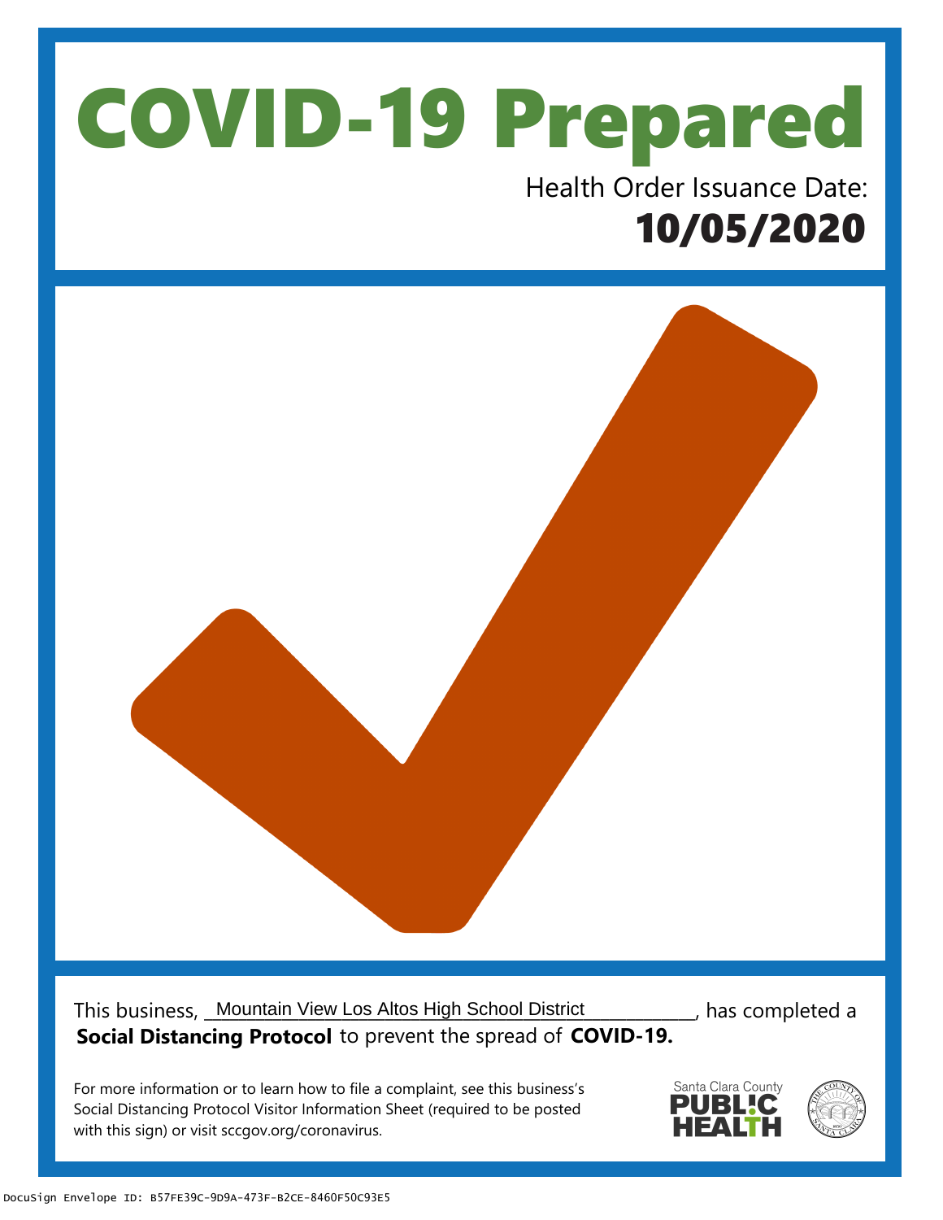# COVID-19 Prepared

Health Order Issuance Date:

**10/05/2020**

This business, Mountain View Los Altos High School District, has completed a **Social Distancing Protocol** to prevent the spread of **COVID-19.**

For more information or to learn how to file a complaint, see this business's Social Distancing Protocol Visitor Information Sheet (required to be posted with this sign) or visit sccgov.org/coronavirus.

Santa Clara County PUBLIC HEALTH

DocuSign Envelope ID: B57FE39C-9D9A-473F-B2CE-8460F50C93E5